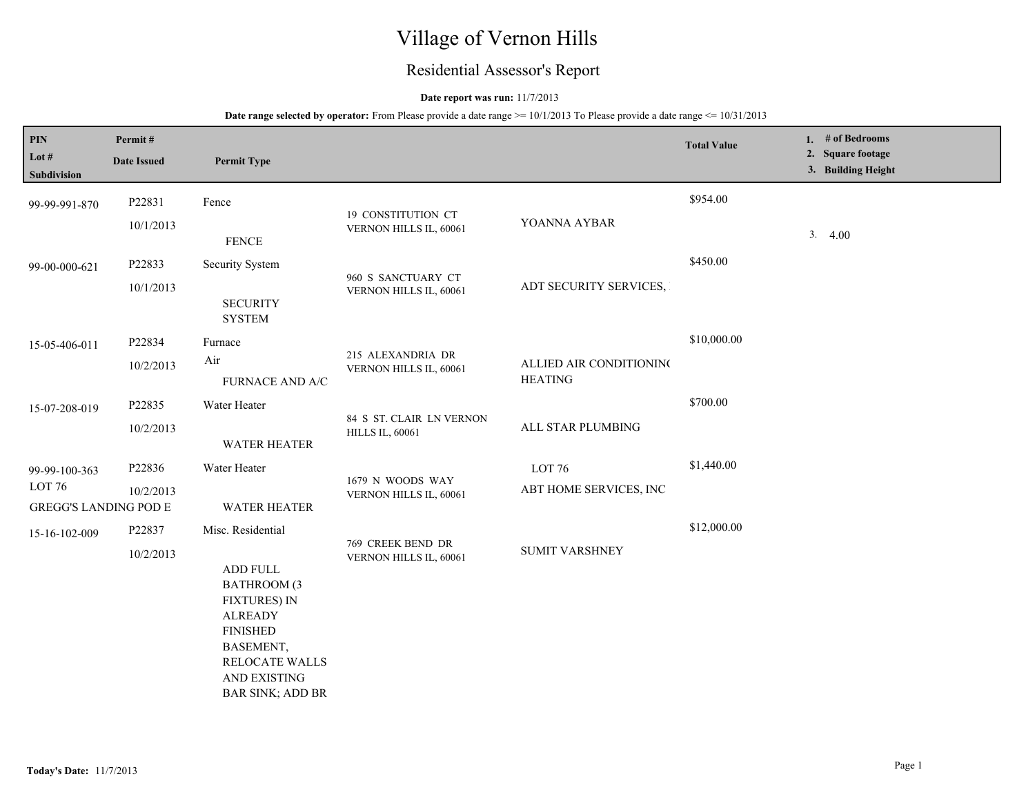# Village of Vernon Hills

## Residential Assessor's Report

**Date report was run:** 11/7/2013

**Date range selected by operator:** From Please provide a date range >= 10/1/2013 To Please provide a date range <= 10/31/2013

| PIN / Lot # / Subdivision | Permit # / Date Issued | Permit Type | | | Total Value | 1. # of Bedrooms 2. Square footage 3. Building Height |
|---|---|---|---|---|---|---|
| 99-99-991-870 | P22831 10/1/2013 | Fence FENCE | 19 CONSTITUTION CT VERNON HILLS IL, 60061 | YOANNA AYBAR | $954.00 | 3. 4.00 |
| 99-00-000-621 | P22833 10/1/2013 | Security System SECURITY SYSTEM | 960 S SANCTUARY CT VERNON HILLS IL, 60061 | ADT SECURITY SERVICES, | $450.00 | |
| 15-05-406-011 | P22834 10/2/2013 | Furnace Air FURNACE AND A/C | 215 ALEXANDRIA DR VERNON HILLS IL, 60061 | ALLIED AIR CONDITIONING HEATING | $10,000.00 | |
| 15-07-208-019 | P22835 10/2/2013 | Water Heater WATER HEATER | 84 S ST. CLAIR LN VERNON HILLS IL, 60061 | ALL STAR PLUMBING | $700.00 | |
| 99-99-100-363 LOT 76 GREGG'S LANDING POD E | P22836 10/2/2013 | Water Heater WATER HEATER | 1679 N WOODS WAY VERNON HILLS IL, 60061 | LOT 76 ABT HOME SERVICES, INC | $1,440.00 | |
| 15-16-102-009 | P22837 10/2/2013 | Misc. Residential ADD FULL BATHROOM (3 FIXTURES) IN ALREADY FINISHED BASEMENT, RELOCATE WALLS AND EXISTING BAR SINK; ADD BR | 769 CREEK BEND DR VERNON HILLS IL, 60061 | SUMIT VARSHNEY | $12,000.00 | |

**Today's Date:** 11/7/2013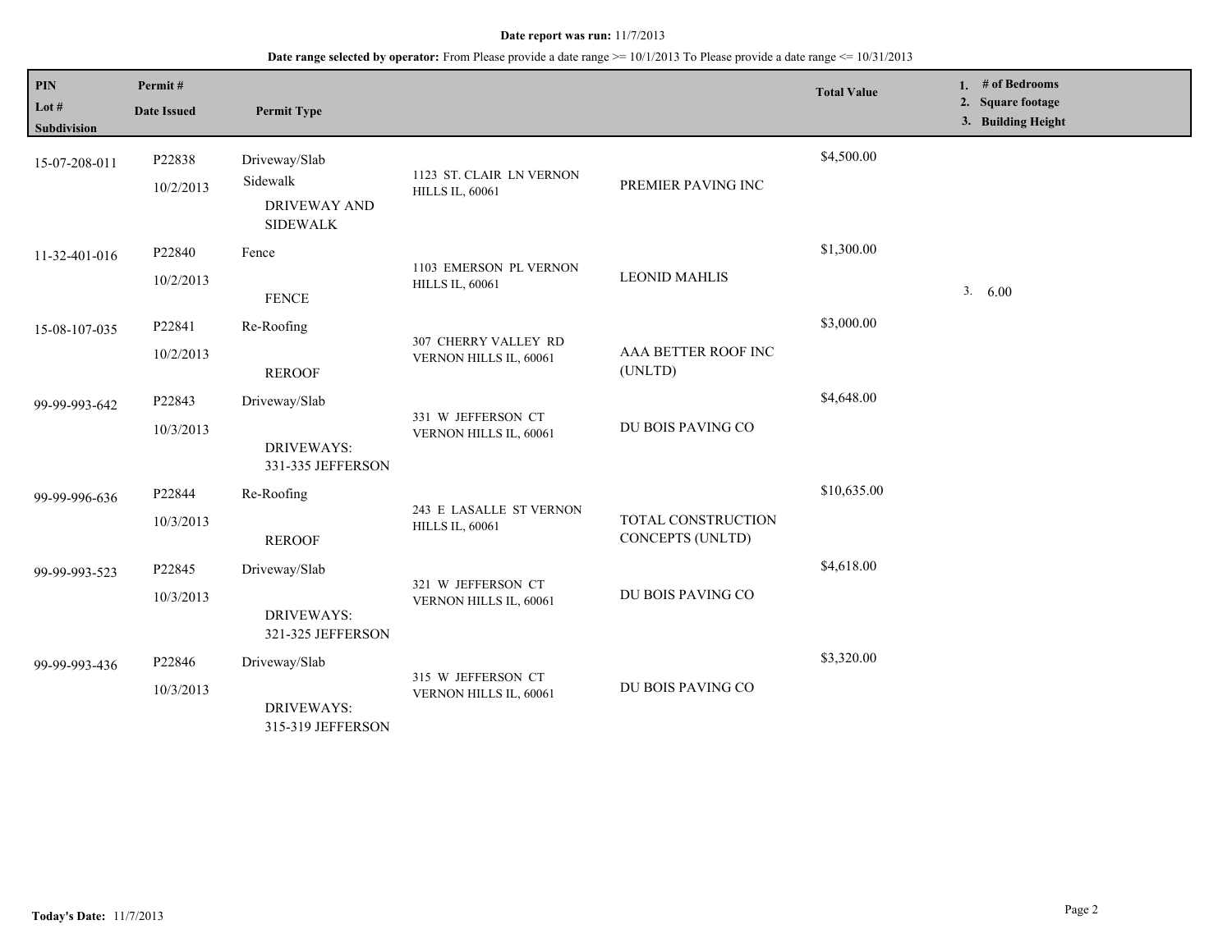**Date report was run:** 11/7/2013

**Date range selected by operator:** From Please provide a date range >= 10/1/2013 To Please provide a date range <= 10/31/2013

| PIN<br>Lot #<br>Subdivision | Permit #<br>Date Issued | Permit Type | | | Total Value | 1. # of Bedrooms<br>2. Square footage<br>3. Building Height |
|---|---|---|---|---|---|---|
| 15-07-208-011 | P22838<br>10/2/2013 | Driveway/Slab<br>Sidewalk<br>DRIVEWAY AND SIDEWALK | 1123 ST. CLAIR LN VERNON HILLS IL, 60061 | PREMIER PAVING INC | $4,500.00 | |
| 11-32-401-016 | P22840<br>10/2/2013 | Fence<br>FENCE | 1103 EMERSON PL VERNON HILLS IL, 60061 | LEONID MAHLIS | $1,300.00 | 3. 6.00 |
| 15-08-107-035 | P22841<br>10/2/2013 | Re-Roofing<br>REROOF | 307 CHERRY VALLEY RD VERNON HILLS IL, 60061 | AAA BETTER ROOF INC (UNLTD) | $3,000.00 | |
| 99-99-993-642 | P22843<br>10/3/2013 | Driveway/Slab<br>DRIVEWAYS: 331-335 JEFFERSON | 331 W JEFFERSON CT VERNON HILLS IL, 60061 | DU BOIS PAVING CO | $4,648.00 | |
| 99-99-996-636 | P22844<br>10/3/2013 | Re-Roofing<br>REROOF | 243 E LASALLE ST VERNON HILLS IL, 60061 | TOTAL CONSTRUCTION CONCEPTS (UNLTD) | $10,635.00 | |
| 99-99-993-523 | P22845<br>10/3/2013 | Driveway/Slab<br>DRIVEWAYS: 321-325 JEFFERSON | 321 W JEFFERSON CT VERNON HILLS IL, 60061 | DU BOIS PAVING CO | $4,618.00 | |
| 99-99-993-436 | P22846<br>10/3/2013 | Driveway/Slab<br>DRIVEWAYS: 315-319 JEFFERSON | 315 W JEFFERSON CT VERNON HILLS IL, 60061 | DU BOIS PAVING CO | $3,320.00 | |

**Today's Date:** 11/7/2013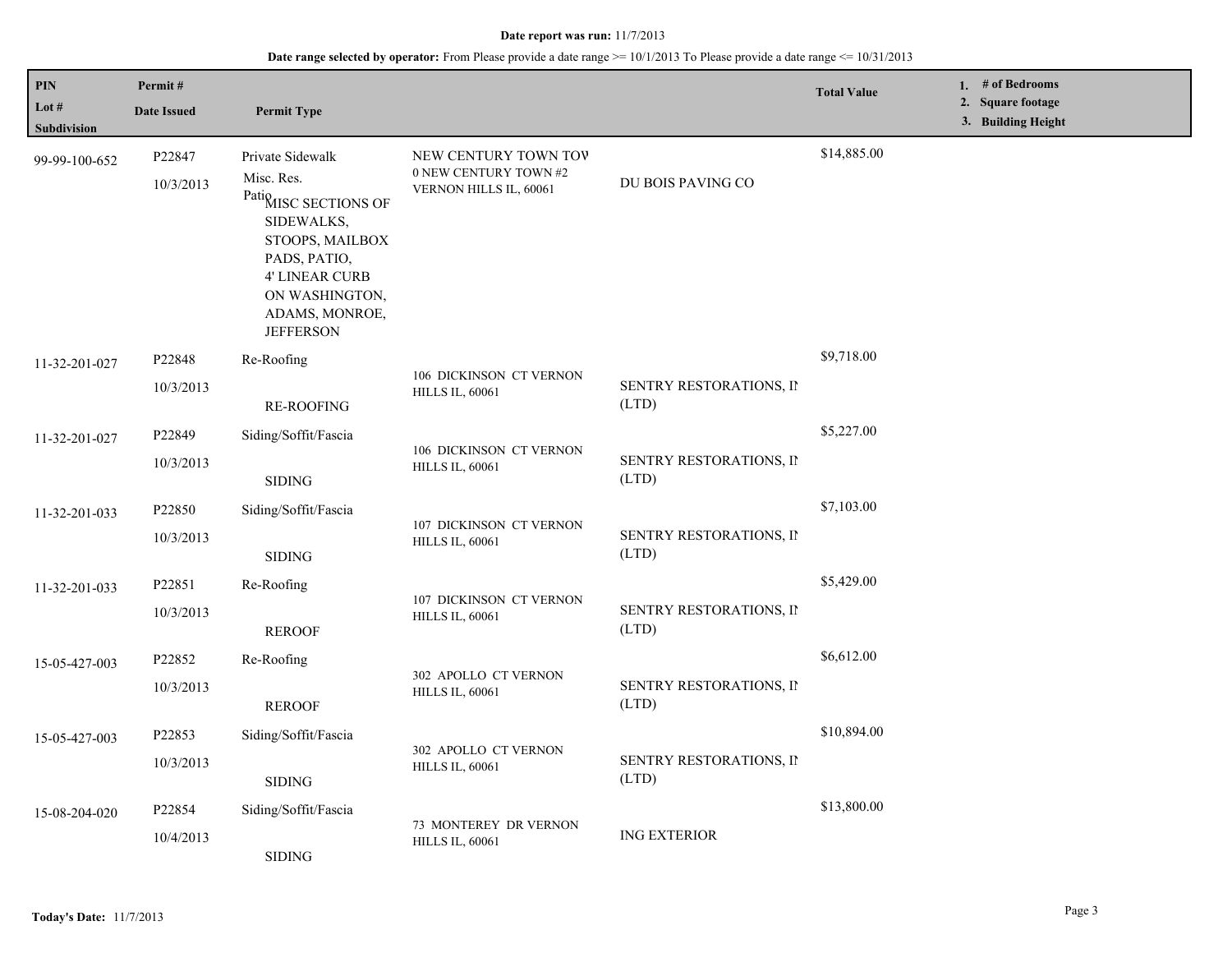**Date report was run:** 11/7/2013

**Date range selected by operator:** From Please provide a date range >= 10/1/2013 To Please provide a date range <= 10/31/2013

| PIN / Lot # / Subdivision | Permit # / Date Issued | Permit Type | | | Total Value | 1. # of Bedrooms 2. Square footage 3. Building Height |
|---|---|---|---|---|---|---|
| 99-99-100-652 | P22847 10/3/2013 | Private Sidewalk Misc. Res. Patio MISC SECTIONS OF SIDEWALKS, STOOPS, MAILBOX PADS, PATIO, 4' LINEAR CURB ON WASHINGTON, ADAMS, MONROE, JEFFERSON | NEW CENTURY TOWN TOV 0 NEW CENTURY TOWN #2 VERNON HILLS IL, 60061 | DU BOIS PAVING CO | $14,885.00 | |
| 11-32-201-027 | P22848 10/3/2013 | Re-Roofing RE-ROOFING | 106 DICKINSON CT VERNON HILLS IL, 60061 | SENTRY RESTORATIONS, IN (LTD) | $9,718.00 | |
| 11-32-201-027 | P22849 10/3/2013 | Siding/Soffit/Fascia SIDING | 106 DICKINSON CT VERNON HILLS IL, 60061 | SENTRY RESTORATIONS, IN (LTD) | $5,227.00 | |
| 11-32-201-033 | P22850 10/3/2013 | Siding/Soffit/Fascia SIDING | 107 DICKINSON CT VERNON HILLS IL, 60061 | SENTRY RESTORATIONS, IN (LTD) | $7,103.00 | |
| 11-32-201-033 | P22851 10/3/2013 | Re-Roofing REROOF | 107 DICKINSON CT VERNON HILLS IL, 60061 | SENTRY RESTORATIONS, IN (LTD) | $5,429.00 | |
| 15-05-427-003 | P22852 10/3/2013 | Re-Roofing REROOF | 302 APOLLO CT VERNON HILLS IL, 60061 | SENTRY RESTORATIONS, IN (LTD) | $6,612.00 | |
| 15-05-427-003 | P22853 10/3/2013 | Siding/Soffit/Fascia SIDING | 302 APOLLO CT VERNON HILLS IL, 60061 | SENTRY RESTORATIONS, IN (LTD) | $10,894.00 | |
| 15-08-204-020 | P22854 10/4/2013 | Siding/Soffit/Fascia SIDING | 73 MONTEREY DR VERNON HILLS IL, 60061 | ING EXTERIOR | $13,800.00 | |

**Today's Date:** 11/7/2013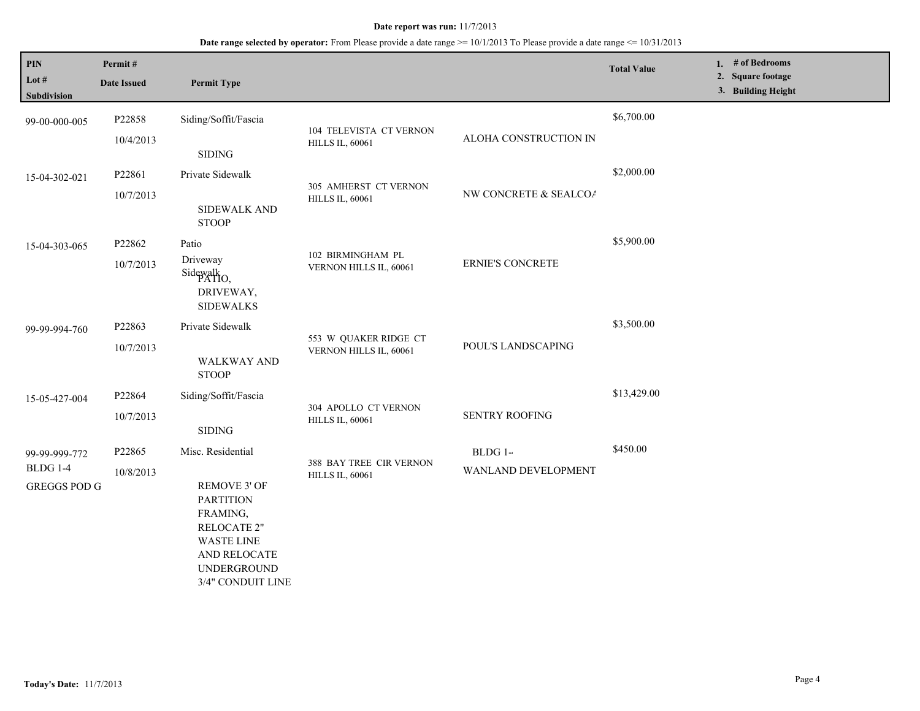**Date report was run:** 11/7/2013

**Date range selected by operator:** From Please provide a date range >= 10/1/2013 To Please provide a date range <= 10/31/2013

| PIN / Lot # / Subdivision | Permit # / Date Issued | Permit Type | | | Total Value | 1. # of Bedrooms 2. Square footage 3. Building Height |
|---|---|---|---|---|---|---|
| 99-00-000-005 | P22858 10/4/2013 | Siding/Soffit/Fascia SIDING | 104 TELEVISTA CT VERNON HILLS IL, 60061 | ALOHA CONSTRUCTION IN | $6,700.00 | |
| 15-04-302-021 | P22861 10/7/2013 | Private Sidewalk SIDEWALK AND STOOP | 305 AMHERST CT VERNON HILLS IL, 60061 | NW CONCRETE & SEALCOA | $2,000.00 | |
| 15-04-303-065 | P22862 10/7/2013 | Patio Driveway Sidewalk PATIO, DRIVEWAY, SIDEWALKS | 102 BIRMINGHAM PL VERNON HILLS IL, 60061 | ERNIE'S CONCRETE | $5,900.00 | |
| 99-99-994-760 | P22863 10/7/2013 | Private Sidewalk WALKWAY AND STOOP | 553 W QUAKER RIDGE CT VERNON HILLS IL, 60061 | POUL'S LANDSCAPING | $3,500.00 | |
| 15-05-427-004 | P22864 10/7/2013 | Siding/Soffit/Fascia SIDING | 304 APOLLO CT VERNON HILLS IL, 60061 | SENTRY ROOFING | $13,429.00 | |
| 99-99-999-772 BLDG 1-4 GREGGS POD G | P22865 10/8/2013 | Misc. Residential REMOVE 3' OF PARTITION FRAMING, RELOCATE 2" WASTE LINE AND RELOCATE UNDERGROUND 3/4" CONDUIT LINE | 388 BAY TREE CIR VERNON HILLS IL, 60061 | BLDG 1- WANLAND DEVELOPMENT | $450.00 | |

**Today's Date:** 11/7/2013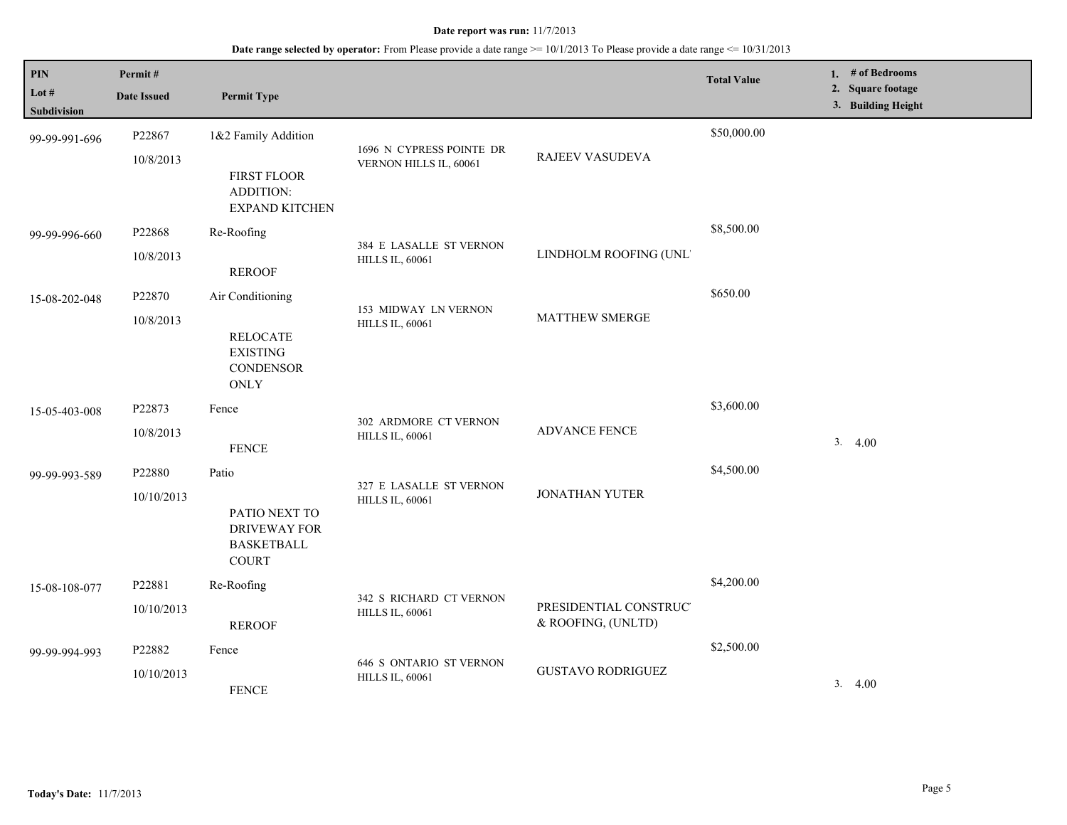**Date report was run:** 11/7/2013

**Date range selected by operator:** From Please provide a date range >= 10/1/2013 To Please provide a date range <= 10/31/2013

| PIN<br>Lot #<br>Subdivision | Permit #<br>Date Issued | Permit Type | | | Total Value | 1. # of Bedrooms<br>2. Square footage<br>3. Building Height |
|---|---|---|---|---|---|---|
| 99-99-991-696 | P22867<br>10/8/2013 | 1&2 Family Addition<br>FIRST FLOOR ADDITION: EXPAND KITCHEN | 1696 N CYPRESS POINTE DR VERNON HILLS IL, 60061 | RAJEEV VASUDEVA | $50,000.00 | |
| 99-99-996-660 | P22868<br>10/8/2013 | Re-Roofing<br>REROOF | 384 E LASALLE ST VERNON HILLS IL, 60061 | LINDHOLM ROOFING (UNL' | $8,500.00 | |
| 15-08-202-048 | P22870<br>10/8/2013 | Air Conditioning<br>RELOCATE EXISTING CONDENSOR ONLY | 153 MIDWAY LN VERNON HILLS IL, 60061 | MATTHEW SMERGE | $650.00 | |
| 15-05-403-008 | P22873<br>10/8/2013 | Fence<br>FENCE | 302 ARDMORE CT VERNON HILLS IL, 60061 | ADVANCE FENCE | $3,600.00 | 3. 4.00 |
| 99-99-993-589 | P22880<br>10/10/2013 | Patio<br>PATIO NEXT TO DRIVEWAY FOR BASKETBALL COURT | 327 E LASALLE ST VERNON HILLS IL, 60061 | JONATHAN YUTER | $4,500.00 | |
| 15-08-108-077 | P22881<br>10/10/2013 | Re-Roofing<br>REROOF | 342 S RICHARD CT VERNON HILLS IL, 60061 | PRESIDENTIAL CONSTRUC' & ROOFING, (UNLTD) | $4,200.00 | |
| 99-99-994-993 | P22882<br>10/10/2013 | Fence<br>FENCE | 646 S ONTARIO ST VERNON HILLS IL, 60061 | GUSTAVO RODRIGUEZ | $2,500.00 | 3. 4.00 |

**Today's Date:** 11/7/2013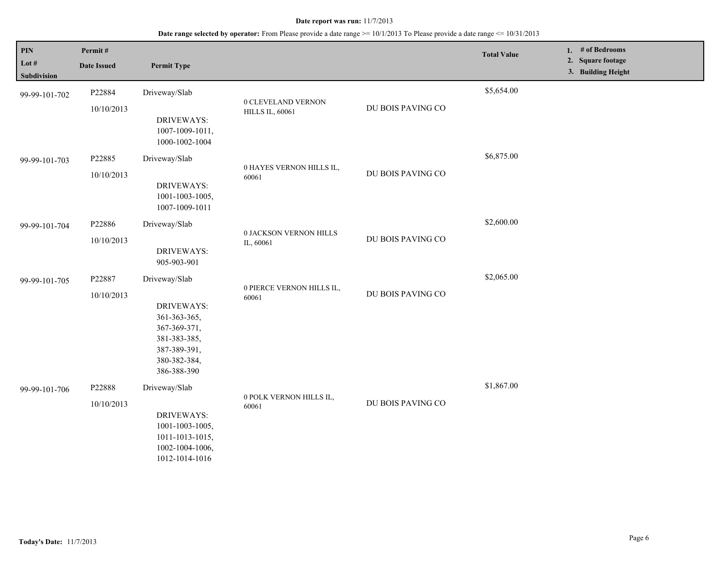**Date report was run:** 11/7/2013

**Date range selected by operator:** From Please provide a date range >= 10/1/2013 To Please provide a date range <= 10/31/2013

| PIN / Lot # / Subdivision | Permit # / Date Issued | Permit Type | | | Total Value | 1. # of Bedrooms 2. Square footage 3. Building Height |
|---|---|---|---|---|---|---|
| 99-99-101-702 | P22884 10/10/2013 | Driveway/Slab DRIVEWAYS: 1007-1009-1011, 1000-1002-1004 | 0 CLEVELAND VERNON HILLS IL, 60061 | DU BOIS PAVING CO | $5,654.00 | |
| 99-99-101-703 | P22885 10/10/2013 | Driveway/Slab DRIVEWAYS: 1001-1003-1005, 1007-1009-1011 | 0 HAYES VERNON HILLS IL, 60061 | DU BOIS PAVING CO | $6,875.00 | |
| 99-99-101-704 | P22886 10/10/2013 | Driveway/Slab DRIVEWAYS: 905-903-901 | 0 JACKSON VERNON HILLS IL, 60061 | DU BOIS PAVING CO | $2,600.00 | |
| 99-99-101-705 | P22887 10/10/2013 | Driveway/Slab DRIVEWAYS: 361-363-365, 367-369-371, 381-383-385, 387-389-391, 380-382-384, 386-388-390 | 0 PIERCE VERNON HILLS IL, 60061 | DU BOIS PAVING CO | $2,065.00 | |
| 99-99-101-706 | P22888 10/10/2013 | Driveway/Slab DRIVEWAYS: 1001-1003-1005, 1011-1013-1015, 1002-1004-1006, 1012-1014-1016 | 0 POLK VERNON HILLS IL, 60061 | DU BOIS PAVING CO | $1,867.00 | |

**Today's Date:** 11/7/2013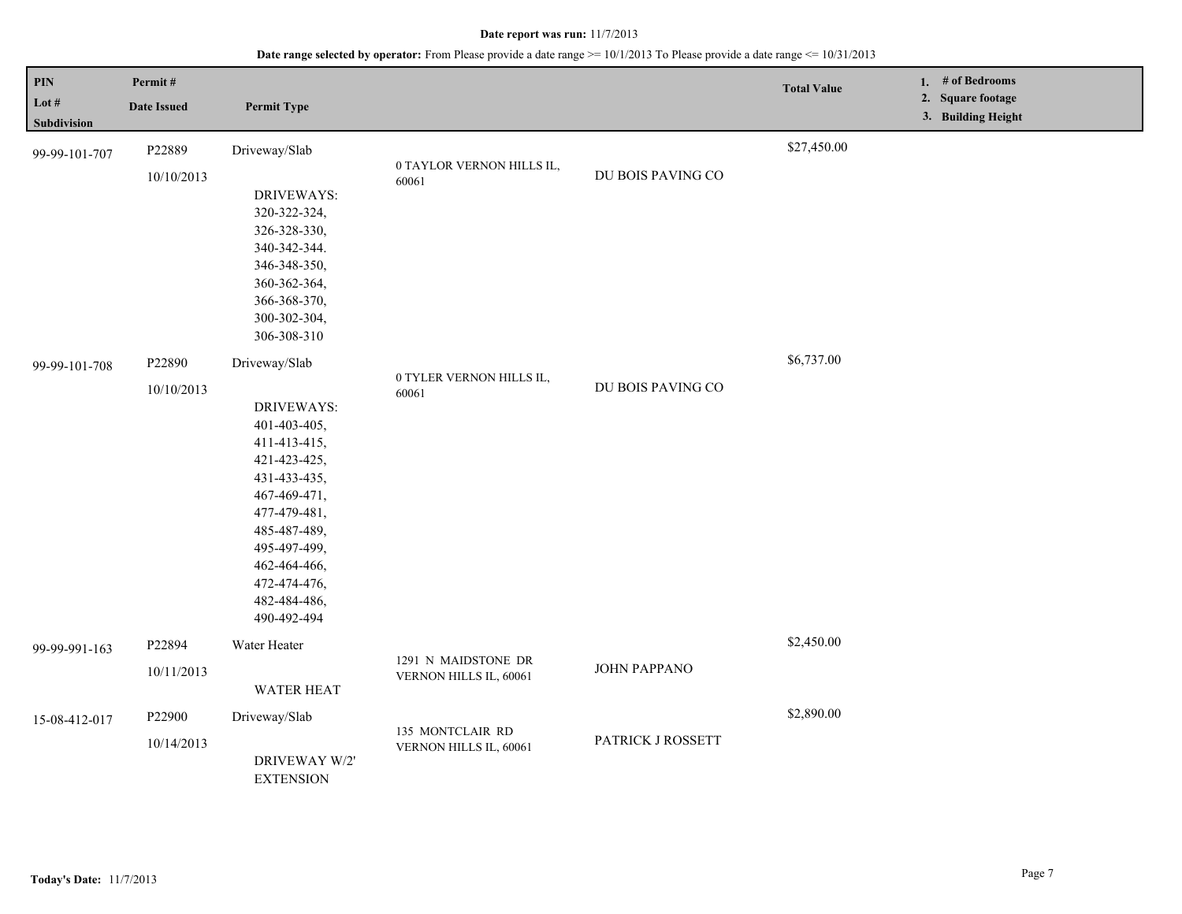**Date report was run:** 11/7/2013

**Date range selected by operator:** From Please provide a date range >= 10/1/2013 To Please provide a date range <= 10/31/2013

| PIN / Lot # / Subdivision | Permit # / Date Issued | Permit Type | | | Total Value | 1. # of Bedrooms 2. Square footage 3. Building Height |
|---|---|---|---|---|---|---|
| 99-99-101-707 | P22889 10/10/2013 | Driveway/Slab DRIVEWAYS: 320-322-324, 326-328-330, 340-342-344. 346-348-350, 360-362-364, 366-368-370, 300-302-304, 306-308-310 | 0 TAYLOR VERNON HILLS IL, 60061 | DU BOIS PAVING CO | $27,450.00 | |
| 99-99-101-708 | P22890 10/10/2013 | Driveway/Slab DRIVEWAYS: 401-403-405, 411-413-415, 421-423-425, 431-433-435, 467-469-471, 477-479-481, 485-487-489, 495-497-499, 462-464-466, 472-474-476, 482-484-486, 490-492-494 | 0 TYLER VERNON HILLS IL, 60061 | DU BOIS PAVING CO | $6,737.00 | |
| 99-99-991-163 | P22894 10/11/2013 | Water Heater WATER HEAT | 1291 N MAIDSTONE DR VERNON HILLS IL, 60061 | JOHN PAPPANO | $2,450.00 | |
| 15-08-412-017 | P22900 10/14/2013 | Driveway/Slab DRIVEWAY W/2' EXTENSION | 135 MONTCLAIR RD VERNON HILLS IL, 60061 | PATRICK J ROSSETT | $2,890.00 | |

**Today's Date:** 11/7/2013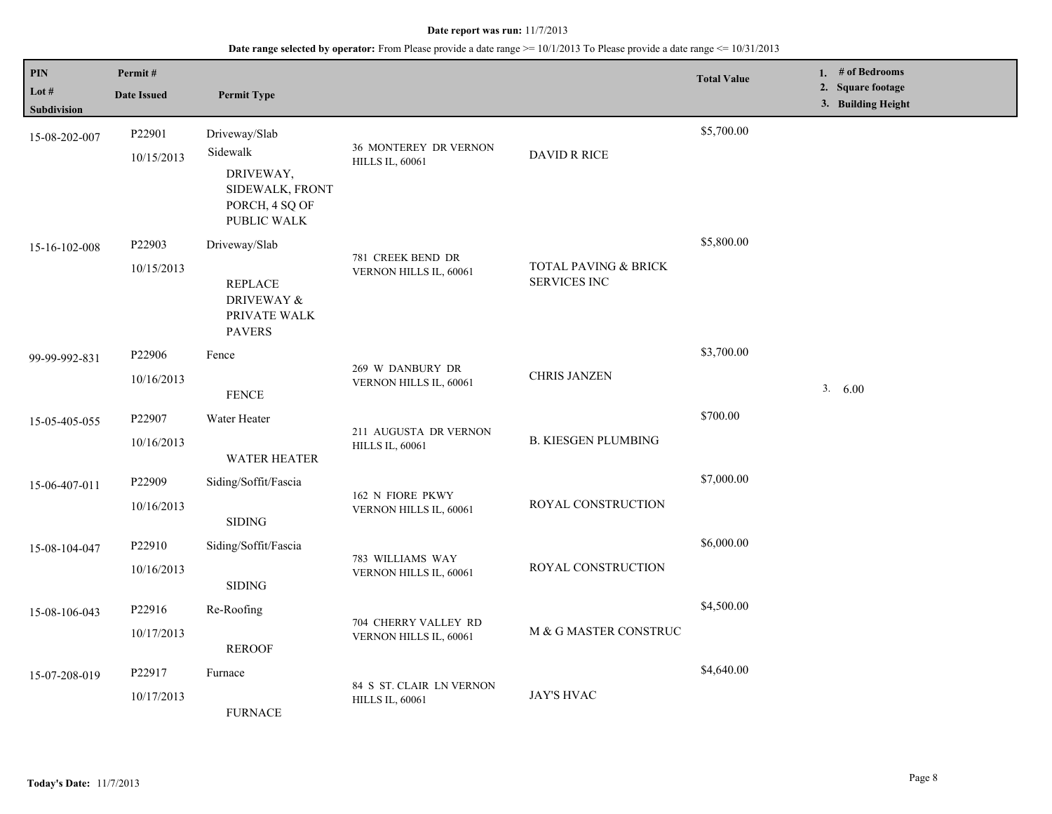**Date report was run:** 11/7/2013

**Date range selected by operator:** From Please provide a date range >= 10/1/2013 To Please provide a date range <= 10/31/2013

| PIN / Lot # / Subdivision | Permit # / Date Issued | Permit Type | | | Total Value | 1. # of Bedrooms 2. Square footage 3. Building Height |
|---|---|---|---|---|---|---|
| 15-08-202-007 | P22901 10/15/2013 | Driveway/Slab Sidewalk DRIVEWAY, SIDEWALK, FRONT PORCH, 4 SQ OF PUBLIC WALK | 36 MONTEREY DR VERNON HILLS IL, 60061 | DAVID R RICE | $5,700.00 | |
| 15-16-102-008 | P22903 10/15/2013 | Driveway/Slab REPLACE DRIVEWAY & PRIVATE WALK PAVERS | 781 CREEK BEND DR VERNON HILLS IL, 60061 | TOTAL PAVING & BRICK SERVICES INC | $5,800.00 | |
| 99-99-992-831 | P22906 10/16/2013 | Fence FENCE | 269 W DANBURY DR VERNON HILLS IL, 60061 | CHRIS JANZEN | $3,700.00 | 3. 6.00 |
| 15-05-405-055 | P22907 10/16/2013 | Water Heater WATER HEATER | 211 AUGUSTA DR VERNON HILLS IL, 60061 | B. KIESGEN PLUMBING | $700.00 | |
| 15-06-407-011 | P22909 10/16/2013 | Siding/Soffit/Fascia SIDING | 162 N FIORE PKWY VERNON HILLS IL, 60061 | ROYAL CONSTRUCTION | $7,000.00 | |
| 15-08-104-047 | P22910 10/16/2013 | Siding/Soffit/Fascia SIDING | 783 WILLIAMS WAY VERNON HILLS IL, 60061 | ROYAL CONSTRUCTION | $6,000.00 | |
| 15-08-106-043 | P22916 10/17/2013 | Re-Roofing REROOF | 704 CHERRY VALLEY RD VERNON HILLS IL, 60061 | M & G MASTER CONSTRUC | $4,500.00 | |
| 15-07-208-019 | P22917 10/17/2013 | Furnace FURNACE | 84 S ST. CLAIR LN VERNON HILLS IL, 60061 | JAY'S HVAC | $4,640.00 | |

**Today's Date:** 11/7/2013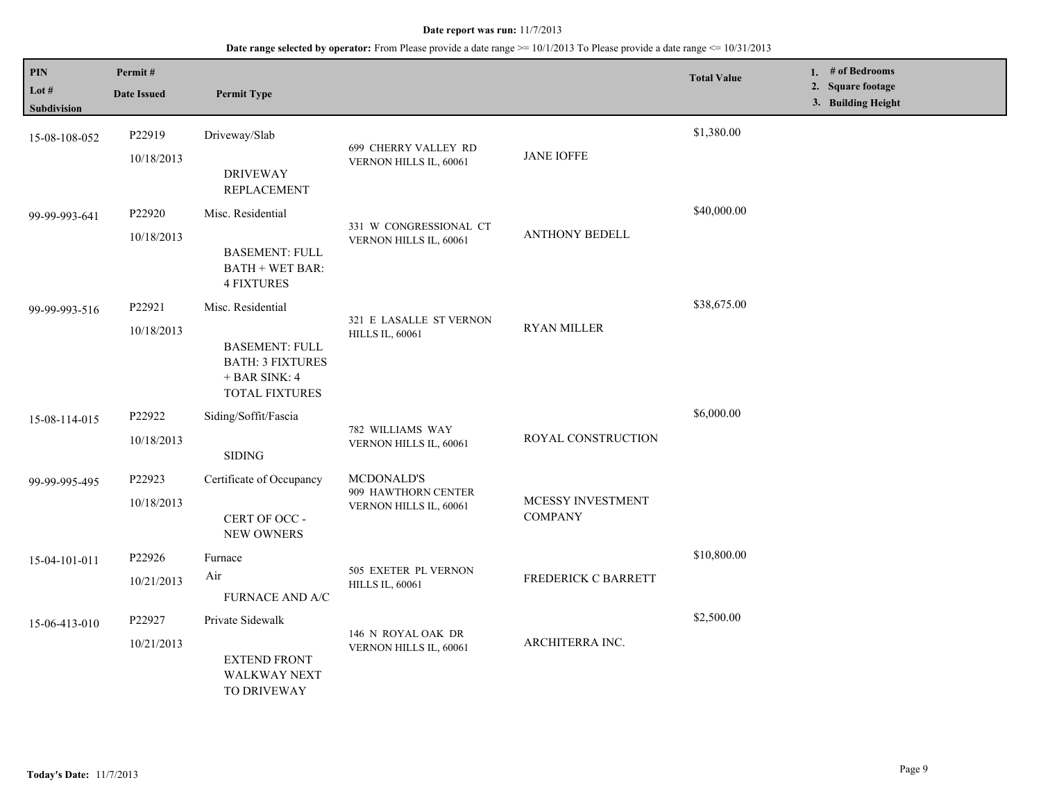**Date report was run:** 11/7/2013

**Date range selected by operator:** From Please provide a date range >= 10/1/2013 To Please provide a date range <= 10/31/2013

| PIN<br>Lot #<br>Subdivision | Permit #<br>Date Issued | Permit Type | | | Total Value | 1. # of Bedrooms<br>2. Square footage<br>3. Building Height |
|---|---|---|---|---|---|---|
| 15-08-108-052 | P22919<br>10/18/2013 | Driveway/Slab<br>DRIVEWAY REPLACEMENT | 699 CHERRY VALLEY RD VERNON HILLS IL, 60061 | JANE IOFFE | $1,380.00 | |
| 99-99-993-641 | P22920<br>10/18/2013 | Misc. Residential<br>BASEMENT: FULL BATH + WET BAR: 4 FIXTURES | 331 W CONGRESSIONAL CT VERNON HILLS IL, 60061 | ANTHONY BEDELL | $40,000.00 | |
| 99-99-993-516 | P22921<br>10/18/2013 | Misc. Residential<br>BASEMENT: FULL BATH: 3 FIXTURES + BAR SINK: 4 TOTAL FIXTURES | 321 E LASALLE ST VERNON HILLS IL, 60061 | RYAN MILLER | $38,675.00 | |
| 15-08-114-015 | P22922<br>10/18/2013 | Siding/Soffit/Fascia<br>SIDING | 782 WILLIAMS WAY VERNON HILLS IL, 60061 | ROYAL CONSTRUCTION | $6,000.00 | |
| 99-99-995-495 | P22923<br>10/18/2013 | Certificate of Occupancy<br>CERT OF OCC - NEW OWNERS | MCDONALD'S<br>909 HAWTHORN CENTER VERNON HILLS IL, 60061 | MCESSY INVESTMENT COMPANY | | |
| 15-04-101-011 | P22926<br>10/21/2013 | Furnace<br>Air<br>FURNACE AND A/C | 505 EXETER PL VERNON HILLS IL, 60061 | FREDERICK C BARRETT | $10,800.00 | |
| 15-06-413-010 | P22927<br>10/21/2013 | Private Sidewalk<br>EXTEND FRONT WALKWAY NEXT TO DRIVEWAY | 146 N ROYAL OAK DR VERNON HILLS IL, 60061 | ARCHITERRA INC. | $2,500.00 | |

**Today's Date:** 11/7/2013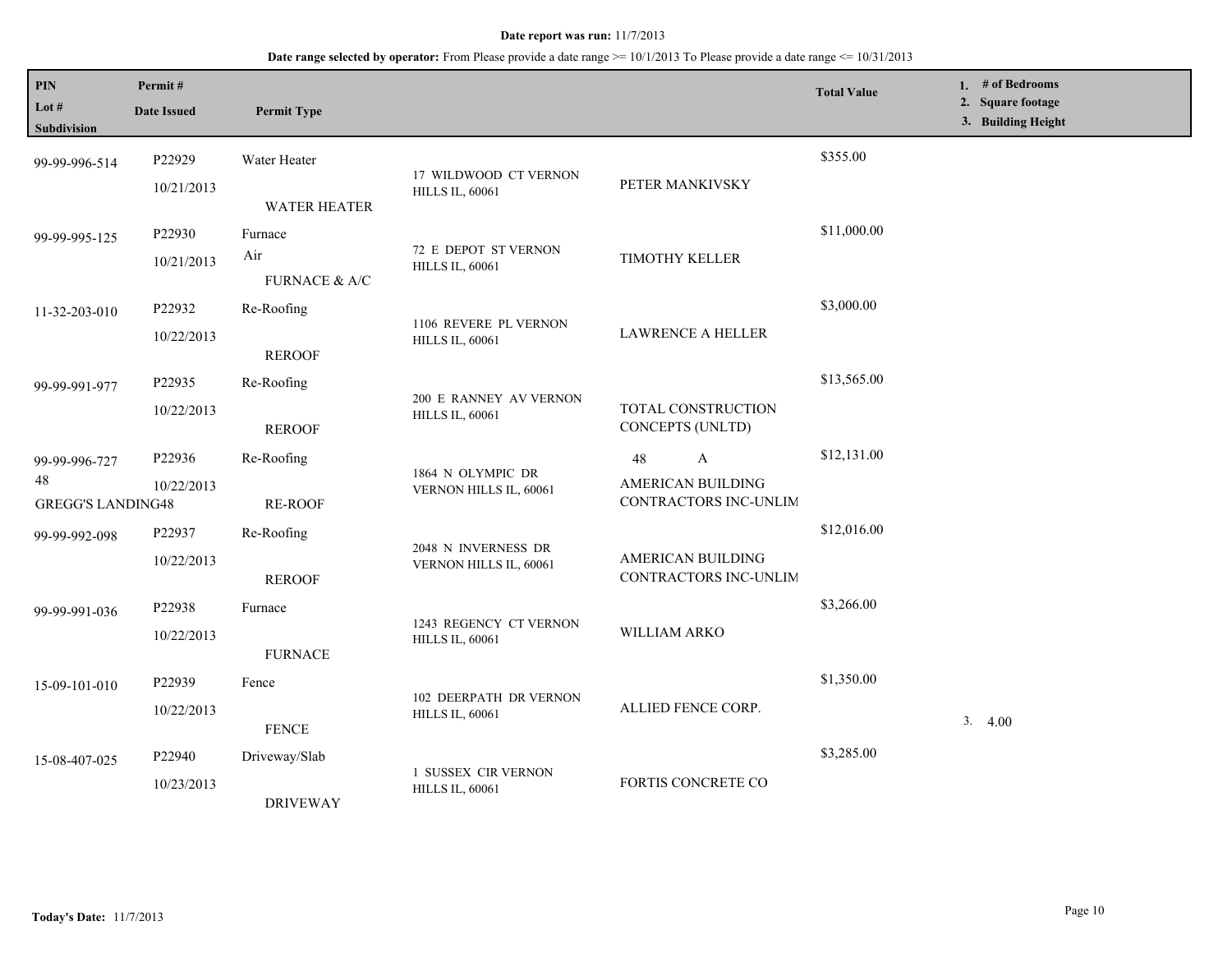**Date report was run:** 11/7/2013

**Date range selected by operator:** From Please provide a date range >= 10/1/2013 To Please provide a date range <= 10/31/2013

| PIN<br>Lot #<br>Subdivision | Permit #<br>Date Issued | Permit Type | | | Total Value | 1. # of Bedrooms<br>2. Square footage<br>3. Building Height |
|---|---|---|---|---|---|---|
| 99-99-996-514 | P22929<br>10/21/2013 | Water Heater<br>WATER HEATER | 17 WILDWOOD CT VERNON HILLS IL, 60061 | PETER MANKIVSKY | $355.00 | |
| 99-99-995-125 | P22930<br>10/21/2013 | Furnace<br>Air<br>FURNACE & A/C | 72 E DEPOT ST VERNON HILLS IL, 60061 | TIMOTHY KELLER | $11,000.00 | |
| 11-32-203-010 | P22932<br>10/22/2013 | Re-Roofing<br>REROOF | 1106 REVERE PL VERNON HILLS IL, 60061 | LAWRENCE A HELLER | $3,000.00 | |
| 99-99-991-977 | P22935<br>10/22/2013 | Re-Roofing<br>REROOF | 200 E RANNEY AV VERNON HILLS IL, 60061 | TOTAL CONSTRUCTION CONCEPTS (UNLTD) | $13,565.00 | |
| 99-99-996-727<br>48<br>GREGG'S LANDING48 | P22936<br>10/22/2013 | Re-Roofing<br>RE-ROOF | 1864 N OLYMPIC DR VERNON HILLS IL, 60061 | 48 A<br>AMERICAN BUILDING CONTRACTORS INC-UNLIM | $12,131.00 | |
| 99-99-992-098 | P22937<br>10/22/2013 | Re-Roofing<br>REROOF | 2048 N INVERNESS DR VERNON HILLS IL, 60061 | AMERICAN BUILDING CONTRACTORS INC-UNLIM | $12,016.00 | |
| 99-99-991-036 | P22938<br>10/22/2013 | Furnace<br>FURNACE | 1243 REGENCY CT VERNON HILLS IL, 60061 | WILLIAM ARKO | $3,266.00 | |
| 15-09-101-010 | P22939<br>10/22/2013 | Fence<br>FENCE | 102 DEERPATH DR VERNON HILLS IL, 60061 | ALLIED FENCE CORP. | $1,350.00 | 3. 4.00 |
| 15-08-407-025 | P22940<br>10/23/2013 | Driveway/Slab<br>DRIVEWAY | 1 SUSSEX CIR VERNON HILLS IL, 60061 | FORTIS CONCRETE CO | $3,285.00 | |

**Today's Date:** 11/7/2013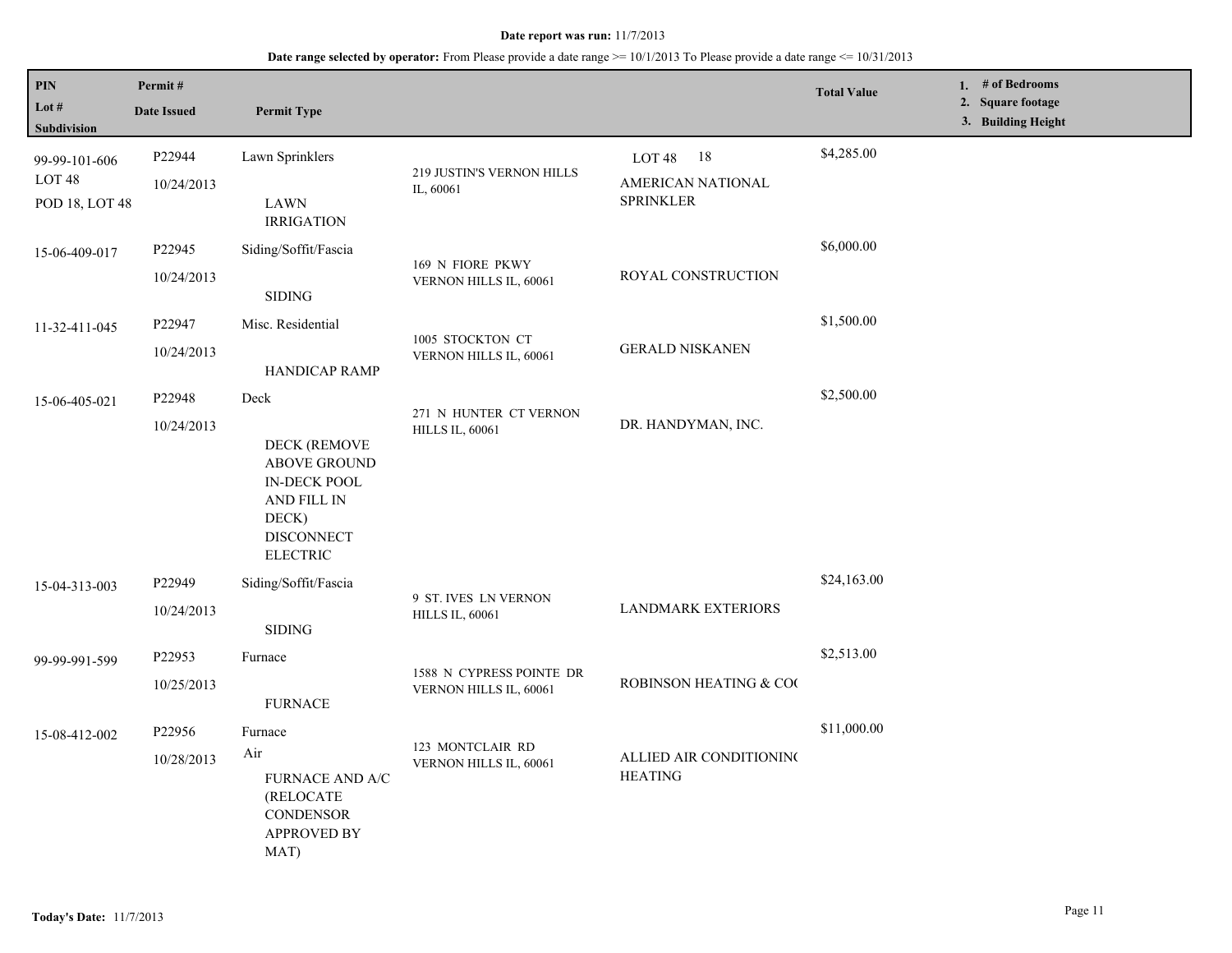**Date report was run:** 11/7/2013

**Date range selected by operator:** From Please provide a date range >= 10/1/2013 To Please provide a date range <= 10/31/2013

| PIN / Lot # / Subdivision | Permit # / Date Issued | Permit Type | | | Total Value | 1. # of Bedrooms 2. Square footage 3. Building Height |
|---|---|---|---|---|---|---|
| 99-99-101-606 LOT 48 POD 18, LOT 48 | P22944 10/24/2013 | Lawn Sprinklers LAWN IRRIGATION | 219 JUSTIN'S VERNON HILLS IL, 60061 | LOT 48 18 AMERICAN NATIONAL SPRINKLER | $4,285.00 | |
| 15-06-409-017 | P22945 10/24/2013 | Siding/Soffit/Fascia SIDING | 169 N FIORE PKWY VERNON HILLS IL, 60061 | ROYAL CONSTRUCTION | $6,000.00 | |
| 11-32-411-045 | P22947 10/24/2013 | Misc. Residential HANDICAP RAMP | 1005 STOCKTON CT VERNON HILLS IL, 60061 | GERALD NISKANEN | $1,500.00 | |
| 15-06-405-021 | P22948 10/24/2013 | Deck DECK (REMOVE ABOVE GROUND IN-DECK POOL AND FILL IN DECK) DISCONNECT ELECTRIC | 271 N HUNTER CT VERNON HILLS IL, 60061 | DR. HANDYMAN, INC. | $2,500.00 | |
| 15-04-313-003 | P22949 10/24/2013 | Siding/Soffit/Fascia SIDING | 9 ST. IVES LN VERNON HILLS IL, 60061 | LANDMARK EXTERIORS | $24,163.00 | |
| 99-99-991-599 | P22953 10/25/2013 | Furnace FURNACE | 1588 N CYPRESS POINTE DR VERNON HILLS IL, 60061 | ROBINSON HEATING & CO( | $2,513.00 | |
| 15-08-412-002 | P22956 10/28/2013 | Furnace Air FURNACE AND A/C (RELOCATE CONDENSOR APPROVED BY MAT) | 123 MONTCLAIR RD VERNON HILLS IL, 60061 | ALLIED AIR CONDITIONIN( HEATING | $11,000.00 | |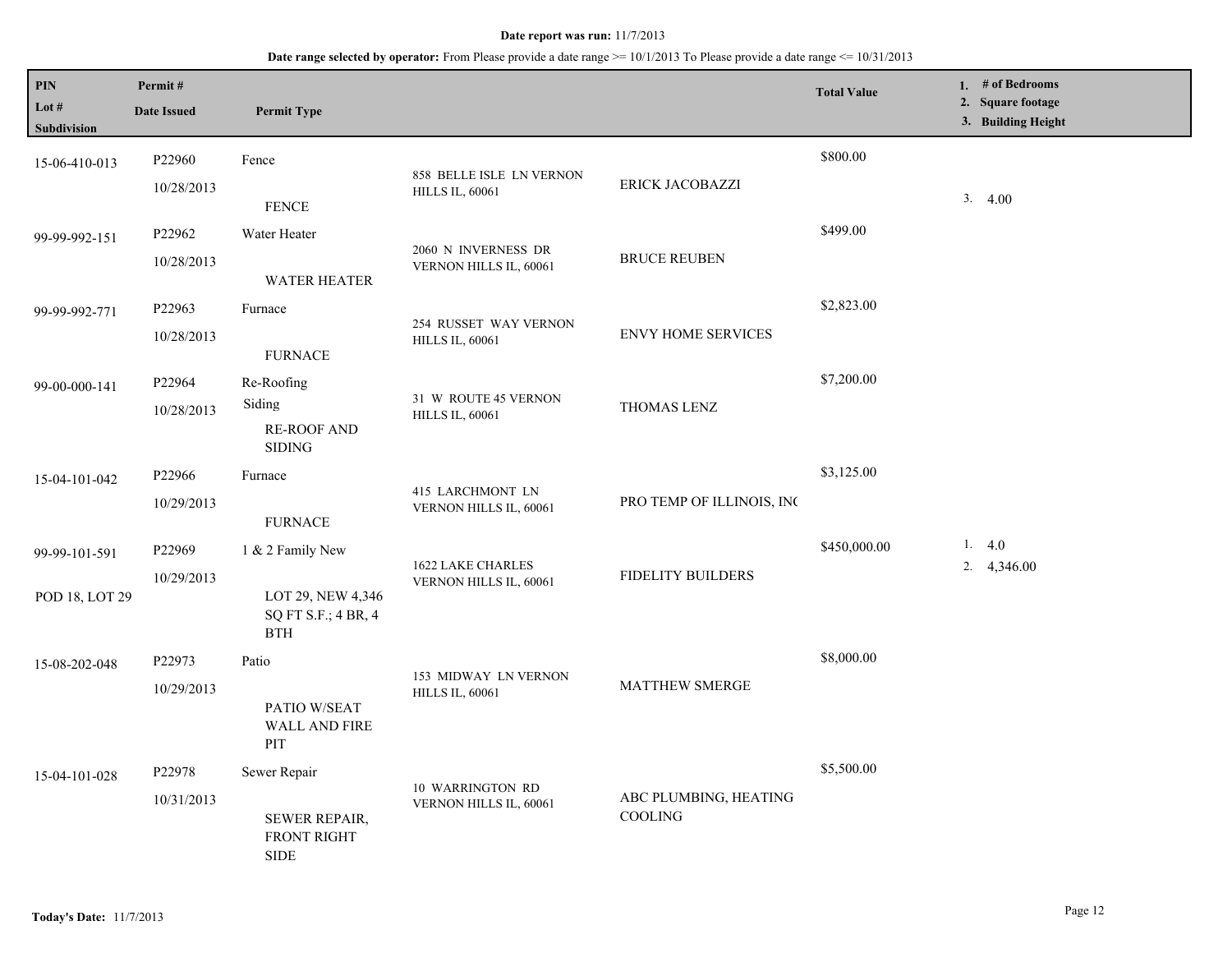**Date report was run:** 11/7/2013

**Date range selected by operator:** From Please provide a date range >= 10/1/2013 To Please provide a date range <= 10/31/2013

| PIN / Lot # / Subdivision | Permit # / Date Issued | Permit Type | | | Total Value | 1. # of Bedrooms 2. Square footage 3. Building Height |
|---|---|---|---|---|---|---|
| 15-06-410-013 | P22960 10/28/2013 | Fence FENCE | 858 BELLE ISLE LN VERNON HILLS IL, 60061 | ERICK JACOBAZZI | $800.00 | 3. 4.00 |
| 99-99-992-151 | P22962 10/28/2013 | Water Heater WATER HEATER | 2060 N INVERNESS DR VERNON HILLS IL, 60061 | BRUCE REUBEN | $499.00 | |
| 99-99-992-771 | P22963 10/28/2013 | Furnace FURNACE | 254 RUSSET WAY VERNON HILLS IL, 60061 | ENVY HOME SERVICES | $2,823.00 | |
| 99-00-000-141 | P22964 10/28/2013 | Re-Roofing Siding RE-ROOF AND SIDING | 31 W ROUTE 45 VERNON HILLS IL, 60061 | THOMAS LENZ | $7,200.00 | |
| 15-04-101-042 | P22966 10/29/2013 | Furnace FURNACE | 415 LARCHMONT LN VERNON HILLS IL, 60061 | PRO TEMP OF ILLINOIS, INC | $3,125.00 | |
| 99-99-101-591 POD 18, LOT 29 | P22969 10/29/2013 | 1 & 2 Family New LOT 29, NEW 4,346 SQ FT S.F.; 4 BR, 4 BTH | 1622 LAKE CHARLES VERNON HILLS IL, 60061 | FIDELITY BUILDERS | $450,000.00 | 1. 4.0 2. 4,346.00 |
| 15-08-202-048 | P22973 10/29/2013 | Patio PATIO W/SEAT WALL AND FIRE PIT | 153 MIDWAY LN VERNON HILLS IL, 60061 | MATTHEW SMERGE | $8,000.00 | |
| 15-04-101-028 | P22978 10/31/2013 | Sewer Repair SEWER REPAIR, FRONT RIGHT SIDE | 10 WARRINGTON RD VERNON HILLS IL, 60061 | ABC PLUMBING, HEATING COOLING | $5,500.00 | |

**Today's Date:** 11/7/2013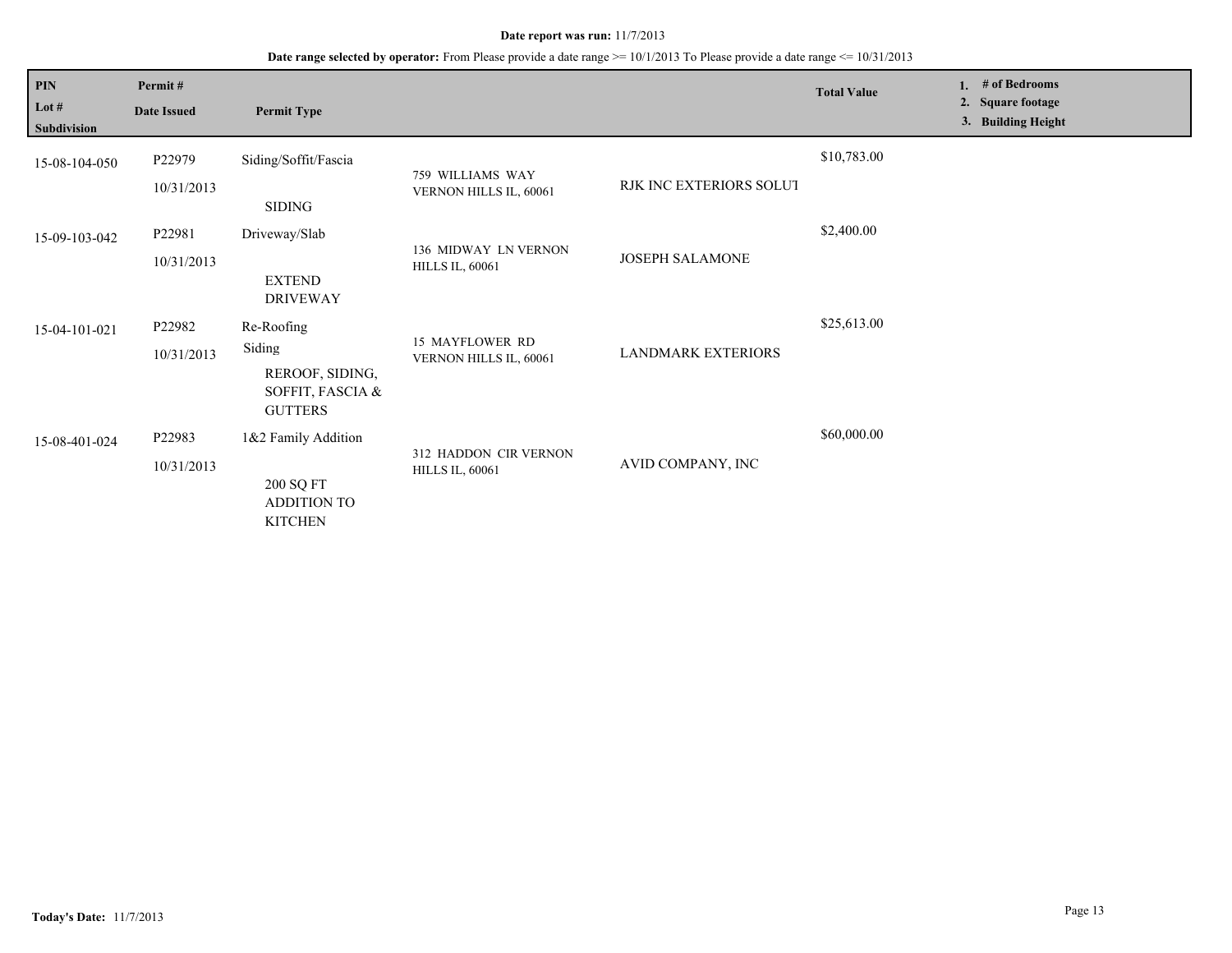**Date report was run:** 11/7/2013

**Date range selected by operator:** From Please provide a date range >= 10/1/2013 To Please provide a date range <= 10/31/2013

| PIN<br>Lot #<br>Subdivision | Permit #<br>Date Issued | Permit Type | | | Total Value | 1. # of Bedrooms<br>2. Square footage<br>3. Building Height |
|---|---|---|---|---|---|---|
| 15-08-104-050 | P22979<br>10/31/2013 | Siding/Soffit/Fascia<br><br>SIDING | 759 WILLIAMS WAY VERNON HILLS IL, 60061 | RJK INC EXTERIORS SOLUT | $10,783.00 | |
| 15-09-103-042 | P22981<br>10/31/2013 | Driveway/Slab<br><br>EXTEND DRIVEWAY | 136 MIDWAY LN VERNON HILLS IL, 60061 | JOSEPH SALAMONE | $2,400.00 | |
| 15-04-101-021 | P22982<br>10/31/2013 | Re-Roofing<br>Siding<br><br>REROOF, SIDING, SOFFIT, FASCIA & GUTTERS | 15 MAYFLOWER RD VERNON HILLS IL, 60061 | LANDMARK EXTERIORS | $25,613.00 | |
| 15-08-401-024 | P22983<br>10/31/2013 | 1&2 Family Addition<br><br>200 SQ FT ADDITION TO KITCHEN | 312 HADDON CIR VERNON HILLS IL, 60061 | AVID COMPANY, INC | $60,000.00 | |

**Today's Date:** 11/7/2013